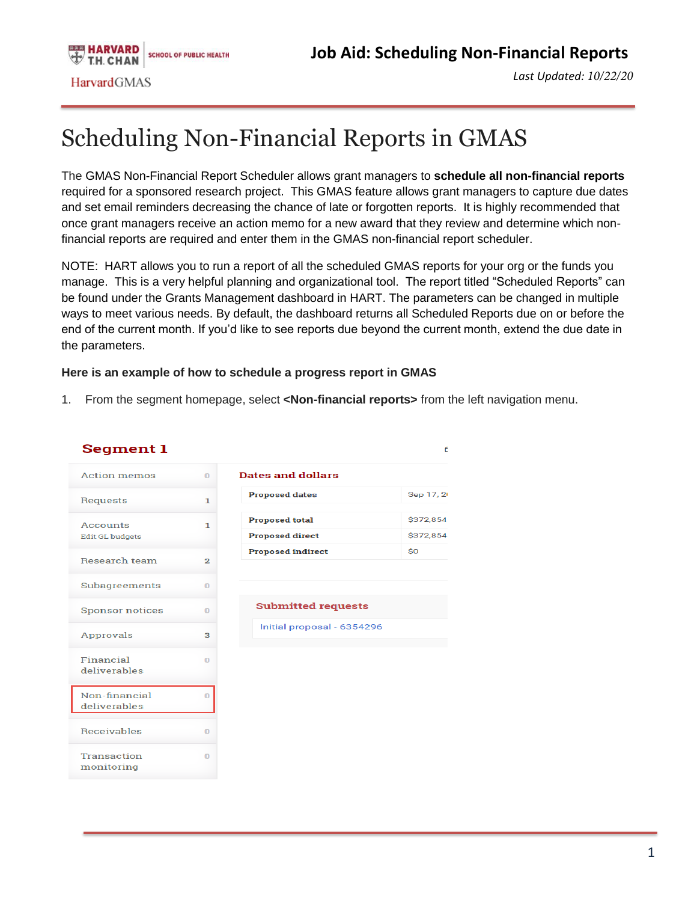# Scheduling Non-Financial Reports in GMAS

The GMAS Non-Financial Report Scheduler allows grant managers to **schedule all non-financial reports** required for a sponsored research project. This GMAS feature allows grant managers to capture due dates and set email reminders decreasing the chance of late or forgotten reports. It is highly recommended that once grant managers receive an action memo for a new award that they review and determine which non-financial reports are required and enter them in the GMAS non-financial report scheduler.

NOTE: HART allows you to run a report of all the scheduled GMAS reports for your org or the funds you manage. This is a very helpful planning and organizational tool. The report titled "Scheduled Reports" can be found under the Grants Management dashboard in HART. The parameters can be changed in multiple ways to meet various needs. By default, the dashboard returns all Scheduled Reports due on or before the end of the current month. If you'd like to see reports due beyond the current month, extend the due date in the parameters.

**Here is an example of how to schedule a progress report in GMAS**

1. From the segment homepage, select **<Non-financial reports>** from the left navigation menu.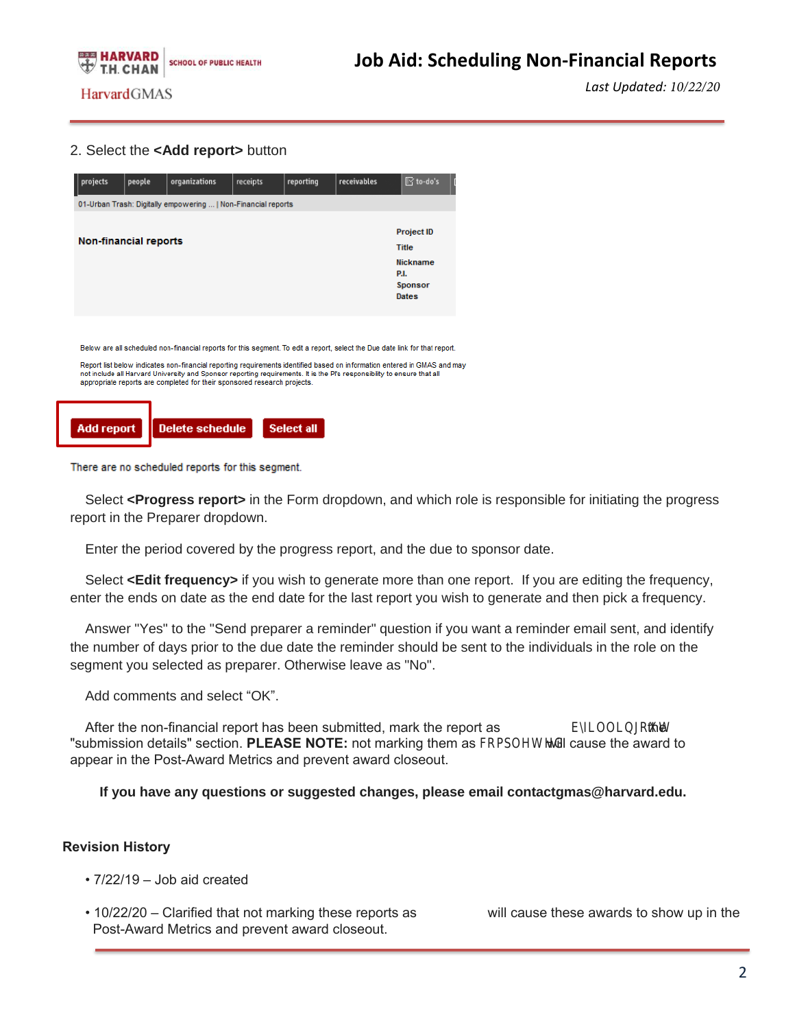# Job Aid: Scheduling Non-Financial Reports

*Last Updated: 10/22/20*

2. Select the **<Add report>** button

projects | people | organizations | receipts | reporting | receivables | to-do's

01-Urban Trash: Digitally empowering ... | Non-Financial reports

**Non-financial reports**

Project ID
Title
Nickname
P.I.
Sponsor
Dates

Below are all scheduled non-financial reports for this segment. To edit a report, select the Due date link for that report.

Report list below indicates non-financial reporting requirements identified based on information entered in GMAS and may not include all Harvard University and Sponsor reporting requirements. It is the PI's responsiblity to ensure that all appropriate reports are completed for their sponsored research projects.

**Add report** **Delete schedule** **Select all**

There are no scheduled reports for this segment.

Select **<Progress report>** in the Form dropdown, and which role is responsible for initiating the progress report in the Preparer dropdown.

Enter the period covered by the progress report, and the due to sponsor date.

Select **<Edit frequency>** if you wish to generate more than one report. If you are editing the frequency, enter the ends on date as the end date for the last report you wish to generate and then pick a frequency.

Answer "Yes" to the "Send preparer a reminder" question if you want a reminder email sent, and identify the number of days prior to the due date the reminder should be sent to the individuals in the role on the segment you selected as preparer. Otherwise leave as "No".

Add comments and select "OK".

After the non-financial report has been submitted, mark the report as by filling out the "submission details" section. **PLEASE NOTE:** not marking them as complete will cause the award to appear in the Post-Award Metrics and prevent award closeout.

**If you have any questions or suggested changes, please email contactgmas@harvard.edu.**

**Revision History**

- 7/22/19 – Job aid created
- 10/22/20 – Clarified that not marking these reports as will cause these awards to show up in the Post-Award Metrics and prevent award closeout.